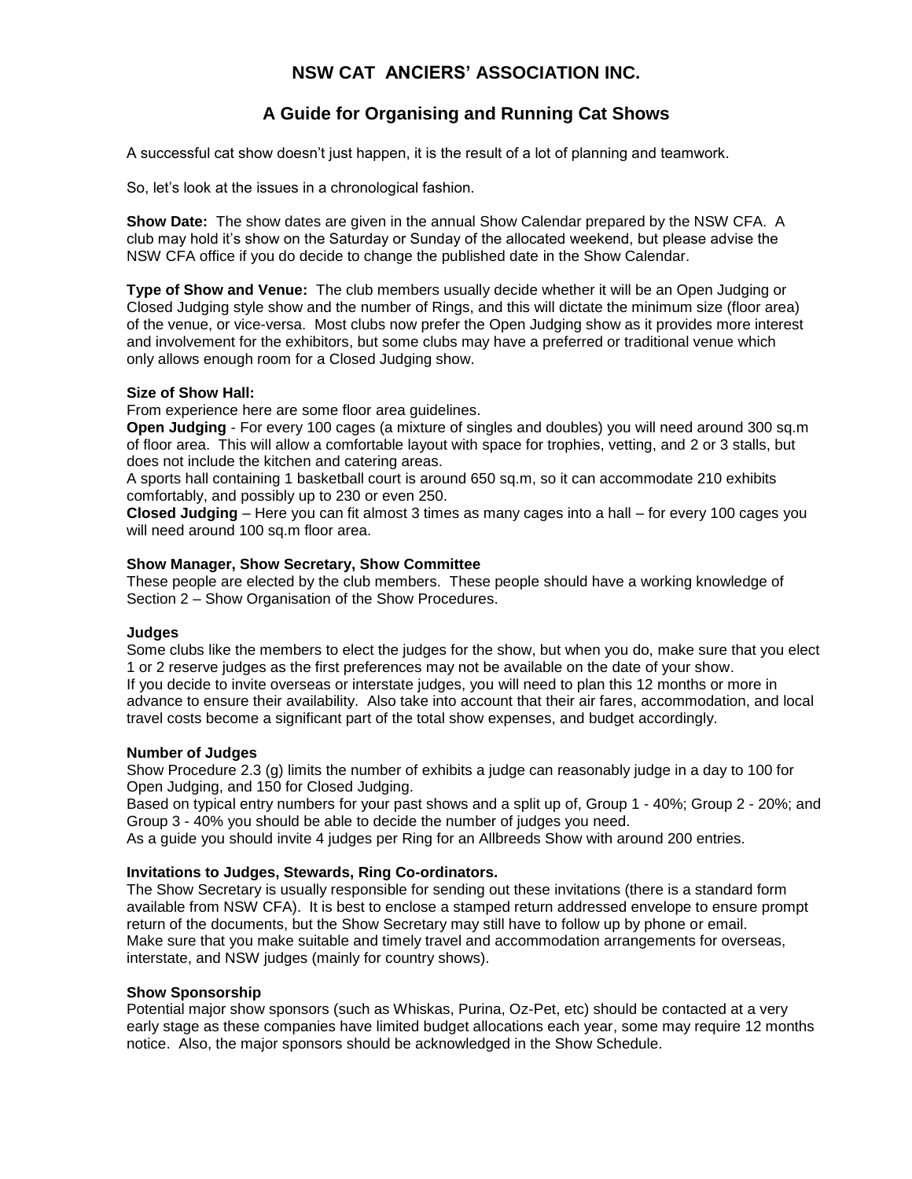# NSW CAT  ANCIERS' ASSOCIATION INC.

## A Guide for Organising and Running Cat Shows

A successful cat show doesn't just happen, it is the result of a lot of planning and teamwork.

So, let's look at the issues in a chronological fashion.

**Show Date:** The show dates are given in the annual Show Calendar prepared by the NSW CFA. A club may hold it's show on the Saturday or Sunday of the allocated weekend, but please advise the NSW CFA office if you do decide to change the published date in the Show Calendar.

**Type of Show and Venue:** The club members usually decide whether it will be an Open Judging or Closed Judging style show and the number of Rings, and this will dictate the minimum size (floor area) of the venue, or vice-versa. Most clubs now prefer the Open Judging show as it provides more interest and involvement for the exhibitors, but some clubs may have a preferred or traditional venue which only allows enough room for a Closed Judging show.

**Size of Show Hall:**

From experience here are some floor area guidelines.

**Open Judging** - For every 100 cages (a mixture of singles and doubles) you will need around 300 sq.m of floor area. This will allow a comfortable layout with space for trophies, vetting, and 2 or 3 stalls, but does not include the kitchen and catering areas.

A sports hall containing 1 basketball court is around 650 sq.m, so it can accommodate 210 exhibits comfortably, and possibly up to 230 or even 250.

**Closed Judging** – Here you can fit almost 3 times as many cages into a hall – for every 100 cages you will need around 100 sq.m floor area.

**Show Manager, Show Secretary, Show Committee**

These people are elected by the club members. These people should have a working knowledge of Section 2 – Show Organisation of the Show Procedures.

**Judges**

Some clubs like the members to elect the judges for the show, but when you do, make sure that you elect 1 or 2 reserve judges as the first preferences may not be available on the date of your show.

If you decide to invite overseas or interstate judges, you will need to plan this 12 months or more in advance to ensure their availability. Also take into account that their air fares, accommodation, and local travel costs become a significant part of the total show expenses, and budget accordingly.

**Number of Judges**

Show Procedure 2.3 (g) limits the number of exhibits a judge can reasonably judge in a day to 100 for Open Judging, and 150 for Closed Judging.

Based on typical entry numbers for your past shows and a split up of, Group 1 - 40%; Group 2 - 20%; and Group 3 - 40% you should be able to decide the number of judges you need.

As a guide you should invite 4 judges per Ring for an Allbreeds Show with around 200 entries.

**Invitations to Judges, Stewards, Ring Co-ordinators.**

The Show Secretary is usually responsible for sending out these invitations (there is a standard form available from NSW CFA). It is best to enclose a stamped return addressed envelope to ensure prompt return of the documents, but the Show Secretary may still have to follow up by phone or email.

Make sure that you make suitable and timely travel and accommodation arrangements for overseas, interstate, and NSW judges (mainly for country shows).

**Show Sponsorship**

Potential major show sponsors (such as Whiskas, Purina, Oz-Pet, etc) should be contacted at a very early stage as these companies have limited budget allocations each year, some may require 12 months notice. Also, the major sponsors should be acknowledged in the Show Schedule.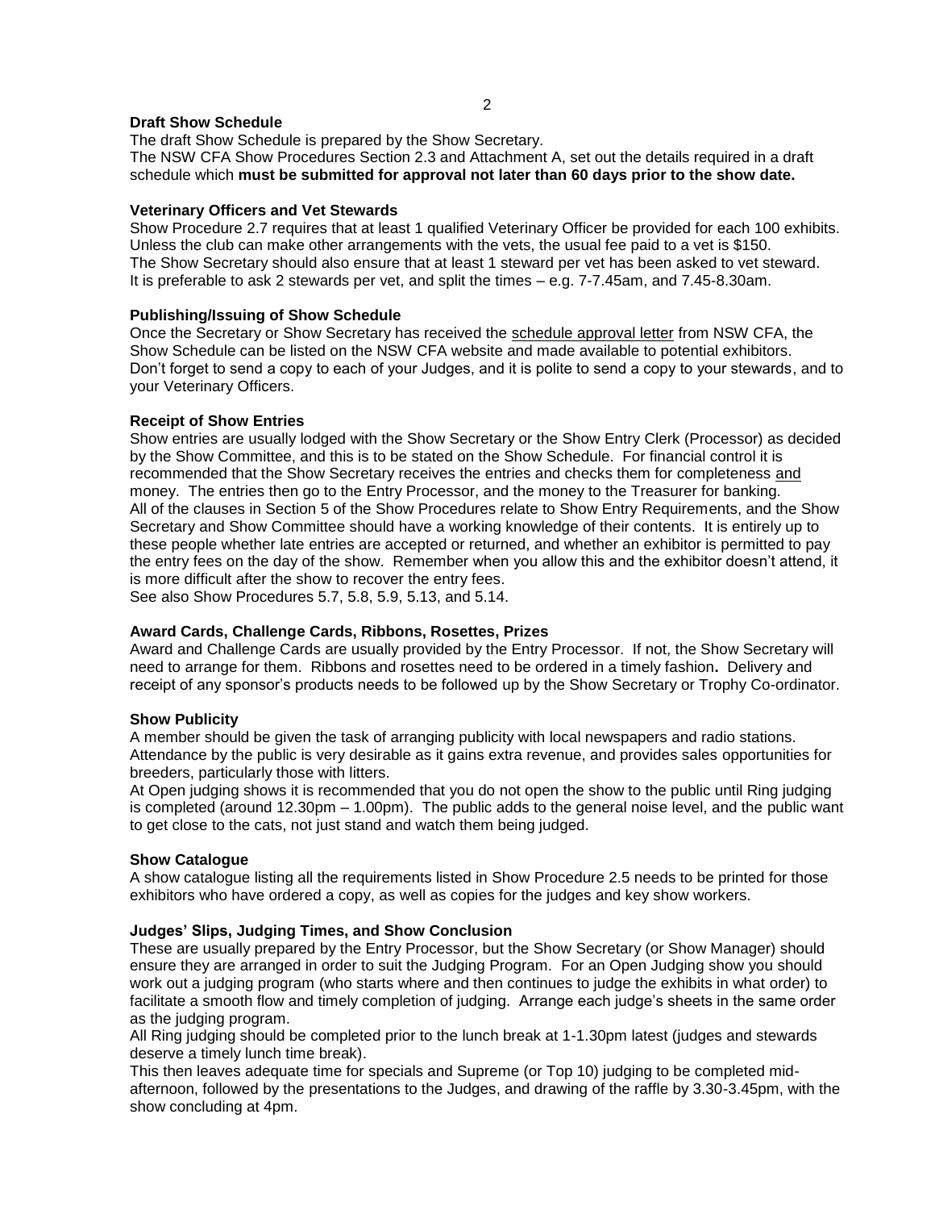### Draft Show Schedule

The draft Show Schedule is prepared by the Show Secretary.
The NSW CFA Show Procedures Section 2.3 and Attachment A, set out the details required in a draft schedule which **must be submitted for approval not later than 60 days prior to the show date.**

### Veterinary Officers and Vet Stewards

Show Procedure 2.7 requires that at least 1 qualified Veterinary Officer be provided for each 100 exhibits. Unless the club can make other arrangements with the vets, the usual fee paid to a vet is $150.
The Show Secretary should also ensure that at least 1 steward per vet has been asked to vet steward. It is preferable to ask 2 stewards per vet, and split the times – e.g. 7-7.45am, and 7.45-8.30am.

### Publishing/Issuing of Show Schedule

Once the Secretary or Show Secretary has received the schedule approval letter from NSW CFA, the Show Schedule can be listed on the NSW CFA website and made available to potential exhibitors. Don't forget to send a copy to each of your Judges, and it is polite to send a copy to your stewards, and to your Veterinary Officers.

### Receipt of Show Entries

Show entries are usually lodged with the Show Secretary or the Show Entry Clerk (Processor) as decided by the Show Committee, and this is to be stated on the Show Schedule. For financial control it is recommended that the Show Secretary receives the entries and checks them for completeness and money. The entries then go to the Entry Processor, and the money to the Treasurer for banking.
All of the clauses in Section 5 of the Show Procedures relate to Show Entry Requirements, and the Show Secretary and Show Committee should have a working knowledge of their contents. It is entirely up to these people whether late entries are accepted or returned, and whether an exhibitor is permitted to pay the entry fees on the day of the show. Remember when you allow this and the exhibitor doesn't attend, it is more difficult after the show to recover the entry fees.
See also Show Procedures 5.7, 5.8, 5.9, 5.13, and 5.14.

### Award Cards, Challenge Cards, Ribbons, Rosettes, Prizes

Award and Challenge Cards are usually provided by the Entry Processor. If not, the Show Secretary will need to arrange for them. Ribbons and rosettes need to be ordered in a timely fashion**.** Delivery and receipt of any sponsor's products needs to be followed up by the Show Secretary or Trophy Co-ordinator.

### Show Publicity

A member should be given the task of arranging publicity with local newspapers and radio stations. Attendance by the public is very desirable as it gains extra revenue, and provides sales opportunities for breeders, particularly those with litters.
At Open judging shows it is recommended that you do not open the show to the public until Ring judging is completed (around 12.30pm – 1.00pm). The public adds to the general noise level, and the public want to get close to the cats, not just stand and watch them being judged.

### Show Catalogue

A show catalogue listing all the requirements listed in Show Procedure 2.5 needs to be printed for those exhibitors who have ordered a copy, as well as copies for the judges and key show workers.

### Judges' Slips, Judging Times, and Show Conclusion

These are usually prepared by the Entry Processor, but the Show Secretary (or Show Manager) should ensure they are arranged in order to suit the Judging Program. For an Open Judging show you should work out a judging program (who starts where and then continues to judge the exhibits in what order) to facilitate a smooth flow and timely completion of judging. Arrange each judge's sheets in the same order as the judging program.
All Ring judging should be completed prior to the lunch break at 1-1.30pm latest (judges and stewards deserve a timely lunch time break).
This then leaves adequate time for specials and Supreme (or Top 10) judging to be completed mid-afternoon, followed by the presentations to the Judges, and drawing of the raffle by 3.30-3.45pm, with the show concluding at 4pm.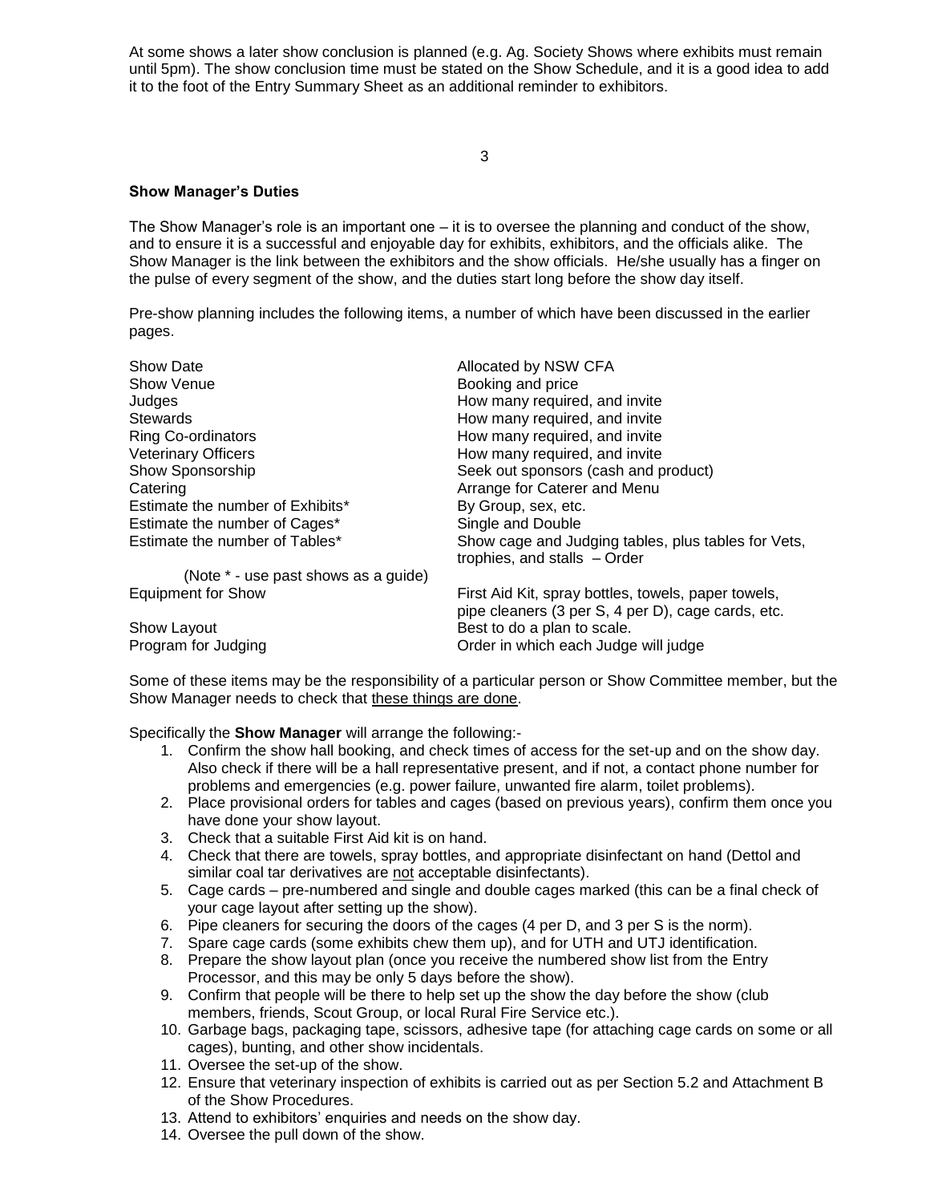At some shows a later show conclusion is planned (e.g. Ag. Society Shows where exhibits must remain until 5pm). The show conclusion time must be stated on the Show Schedule, and it is a good idea to add it to the foot of the Entry Summary Sheet as an additional reminder to exhibitors.

### Show Manager's Duties

The Show Manager's role is an important one – it is to oversee the planning and conduct of the show, and to ensure it is a successful and enjoyable day for exhibits, exhibitors, and the officials alike. The Show Manager is the link between the exhibitors and the show officials. He/she usually has a finger on the pulse of every segment of the show, and the duties start long before the show day itself.

Pre-show planning includes the following items, a number of which have been discussed in the earlier pages.

| | |
|---|---|
| Show Date | Allocated by NSW CFA |
| Show Venue | Booking and price |
| Judges | How many required, and invite |
| Stewards | How many required, and invite |
| Ring Co-ordinators | How many required, and invite |
| Veterinary Officers | How many required, and invite |
| Show Sponsorship | Seek out sponsors (cash and product) |
| Catering | Arrange for Caterer and Menu |
| Estimate the number of Exhibits* | By Group, sex, etc. |
| Estimate the number of Cages* | Single and Double |
| Estimate the number of Tables* | Show cage and Judging tables, plus tables for Vets, trophies, and stalls – Order |
| (Note * - use past shows as a guide) | |
| Equipment for Show | First Aid Kit, spray bottles, towels, paper towels, pipe cleaners (3 per S, 4 per D), cage cards, etc. |
| Show Layout | Best to do a plan to scale. |
| Program for Judging | Order in which each Judge will judge |

Some of these items may be the responsibility of a particular person or Show Committee member, but the Show Manager needs to check that these things are done.

Specifically the **Show Manager** will arrange the following:-

1. Confirm the show hall booking, and check times of access for the set-up and on the show day. Also check if there will be a hall representative present, and if not, a contact phone number for problems and emergencies (e.g. power failure, unwanted fire alarm, toilet problems).
2. Place provisional orders for tables and cages (based on previous years), confirm them once you have done your show layout.
3. Check that a suitable First Aid kit is on hand.
4. Check that there are towels, spray bottles, and appropriate disinfectant on hand (Dettol and similar coal tar derivatives are not acceptable disinfectants).
5. Cage cards – pre-numbered and single and double cages marked (this can be a final check of your cage layout after setting up the show).
6. Pipe cleaners for securing the doors of the cages (4 per D, and 3 per S is the norm).
7. Spare cage cards (some exhibits chew them up), and for UTH and UTJ identification.
8. Prepare the show layout plan (once you receive the numbered show list from the Entry Processor, and this may be only 5 days before the show).
9. Confirm that people will be there to help set up the show the day before the show (club members, friends, Scout Group, or local Rural Fire Service etc.).
10. Garbage bags, packaging tape, scissors, adhesive tape (for attaching cage cards on some or all cages), bunting, and other show incidentals.
11. Oversee the set-up of the show.
12. Ensure that veterinary inspection of exhibits is carried out as per Section 5.2 and Attachment B of the Show Procedures.
13. Attend to exhibitors' enquiries and needs on the show day.
14. Oversee the pull down of the show.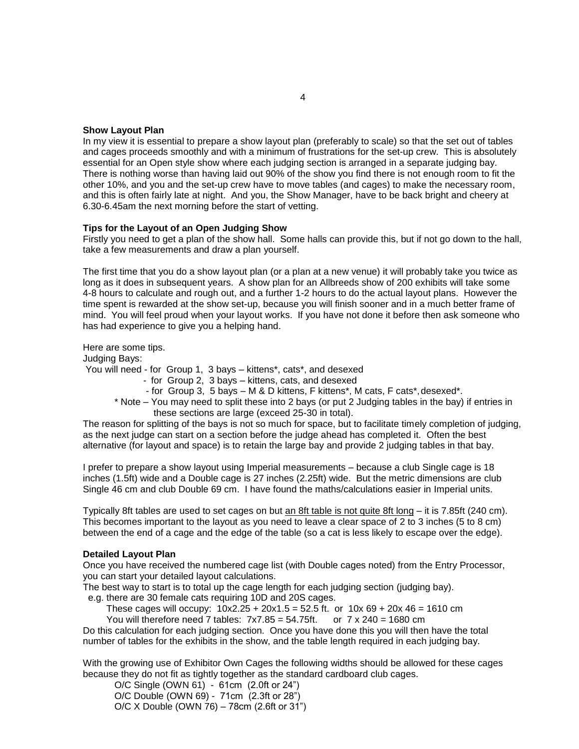**Show Layout Plan**

In my view it is essential to prepare a show layout plan (preferably to scale) so that the set out of tables and cages proceeds smoothly and with a minimum of frustrations for the set-up crew. This is absolutely essential for an Open style show where each judging section is arranged in a separate judging bay. There is nothing worse than having laid out 90% of the show you find there is not enough room to fit the other 10%, and you and the set-up crew have to move tables (and cages) to make the necessary room, and this is often fairly late at night. And you, the Show Manager, have to be back bright and cheery at 6.30-6.45am the next morning before the start of vetting.

**Tips for the Layout of an Open Judging Show**

Firstly you need to get a plan of the show hall. Some halls can provide this, but if not go down to the hall, take a few measurements and draw a plan yourself.

The first time that you do a show layout plan (or a plan at a new venue) it will probably take you twice as long as it does in subsequent years. A show plan for an Allbreeds show of 200 exhibits will take some 4-8 hours to calculate and rough out, and a further 1-2 hours to do the actual layout plans. However the time spent is rewarded at the show set-up, because you will finish sooner and in a much better frame of mind. You will feel proud when your layout works. If you have not done it before then ask someone who has had experience to give you a helping hand.

Here are some tips.

Judging Bays:

You will need - for Group 1, 3 bays – kittens*, cats*, and desexed
- for Group 2, 3 bays – kittens, cats, and desexed
- for Group 3, 5 bays – M & D kittens, F kittens*, M cats, F cats*, desexed*.

\* Note – You may need to split these into 2 bays (or put 2 Judging tables in the bay) if entries in these sections are large (exceed 25-30 in total).

The reason for splitting of the bays is not so much for space, but to facilitate timely completion of judging, as the next judge can start on a section before the judge ahead has completed it. Often the best alternative (for layout and space) is to retain the large bay and provide 2 judging tables in that bay.

I prefer to prepare a show layout using Imperial measurements – because a club Single cage is 18 inches (1.5ft) wide and a Double cage is 27 inches (2.25ft) wide. But the metric dimensions are club Single 46 cm and club Double 69 cm. I have found the maths/calculations easier in Imperial units.

Typically 8ft tables are used to set cages on but <u>an 8ft table is not quite 8ft long</u> – it is 7.85ft (240 cm). This becomes important to the layout as you need to leave a clear space of 2 to 3 inches (5 to 8 cm) between the end of a cage and the edge of the table (so a cat is less likely to escape over the edge).

**Detailed Layout Plan**

Once you have received the numbered cage list (with Double cages noted) from the Entry Processor, you can start your detailed layout calculations.

The best way to start is to total up the cage length for each judging section (judging bay).

e.g. there are 30 female cats requiring 10D and 20S cages.

These cages will occupy: $10 \times 2.25 + 20 \times 1.5 = 52.5$ ft. or $10 \times 69 + 20 \times 46 = 1610$ cm

You will therefore need 7 tables: $7 \times 7.85 = 54.75$ft. or $7 \times 240 = 1680$ cm

Do this calculation for each judging section. Once you have done this you will then have the total number of tables for the exhibits in the show, and the table length required in each judging bay.

With the growing use of Exhibitor Own Cages the following widths should be allowed for these cages because they do not fit as tightly together as the standard cardboard club cages.

O/C Single (OWN 61) - 61cm (2.0ft or 24")
O/C Double (OWN 69) - 71cm (2.3ft or 28")
O/C X Double (OWN 76) – 78cm (2.6ft or 31")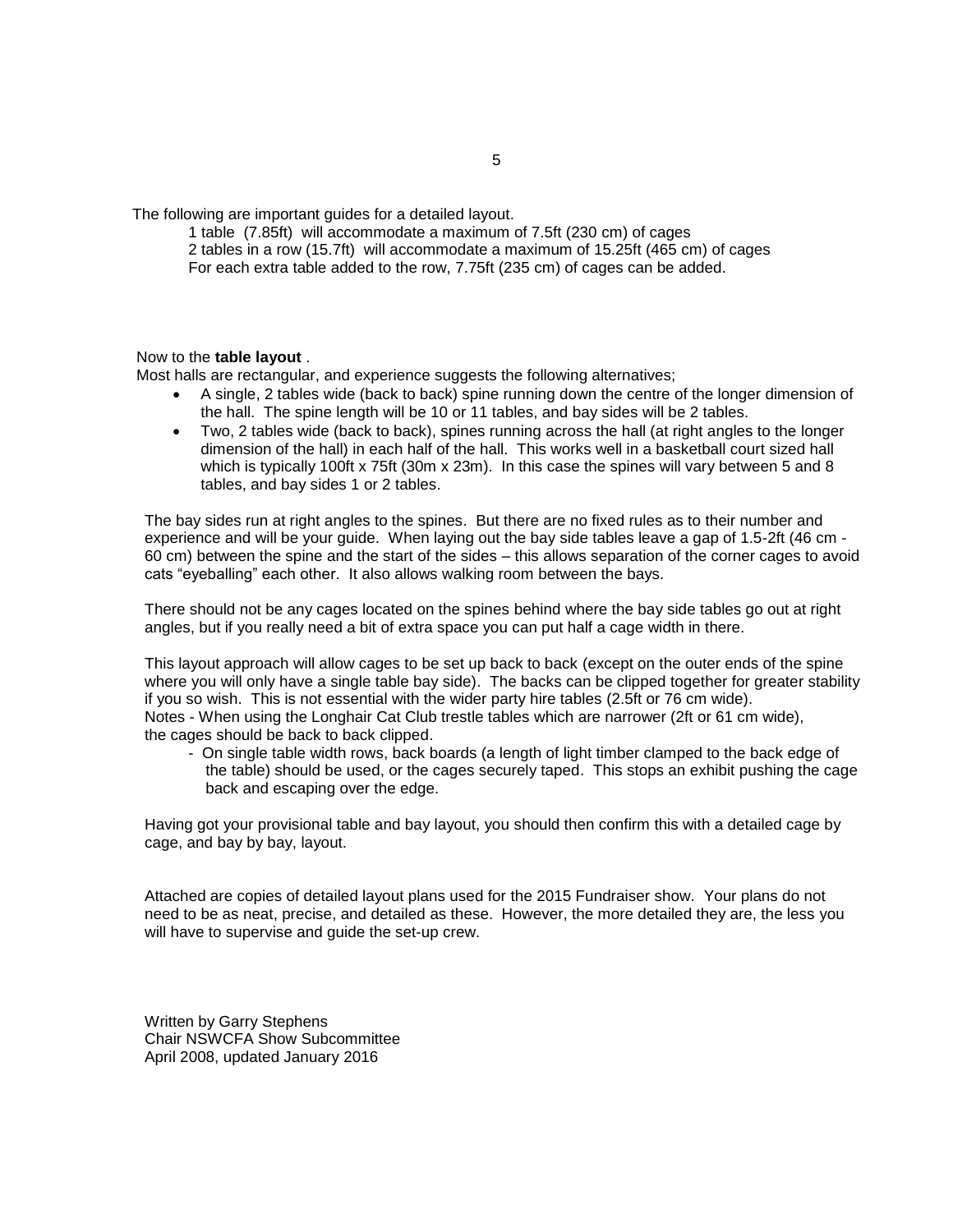The following are important guides for a detailed layout.

1 table (7.85ft) will accommodate a maximum of 7.5ft (230 cm) of cages
2 tables in a row (15.7ft) will accommodate a maximum of 15.25ft (465 cm) of cages
For each extra table added to the row, 7.75ft (235 cm) of cages can be added.

Now to the **table layout** .
Most halls are rectangular, and experience suggests the following alternatives;

- A single, 2 tables wide (back to back) spine running down the centre of the longer dimension of the hall. The spine length will be 10 or 11 tables, and bay sides will be 2 tables.
- Two, 2 tables wide (back to back), spines running across the hall (at right angles to the longer dimension of the hall) in each half of the hall. This works well in a basketball court sized hall which is typically 100ft x 75ft (30m x 23m). In this case the spines will vary between 5 and 8 tables, and bay sides 1 or 2 tables.

The bay sides run at right angles to the spines. But there are no fixed rules as to their number and experience and will be your guide. When laying out the bay side tables leave a gap of 1.5-2ft (46 cm - 60 cm) between the spine and the start of the sides – this allows separation of the corner cages to avoid cats "eyeballing" each other. It also allows walking room between the bays.

There should not be any cages located on the spines behind where the bay side tables go out at right angles, but if you really need a bit of extra space you can put half a cage width in there.

This layout approach will allow cages to be set up back to back (except on the outer ends of the spine where you will only have a single table bay side). The backs can be clipped together for greater stability if you so wish. This is not essential with the wider party hire tables (2.5ft or 76 cm wide).
Notes - When using the Longhair Cat Club trestle tables which are narrower (2ft or 61 cm wide), the cages should be back to back clipped.

- On single table width rows, back boards (a length of light timber clamped to the back edge of the table) should be used, or the cages securely taped. This stops an exhibit pushing the cage back and escaping over the edge.

Having got your provisional table and bay layout, you should then confirm this with a detailed cage by cage, and bay by bay, layout.

Attached are copies of detailed layout plans used for the 2015 Fundraiser show. Your plans do not need to be as neat, precise, and detailed as these. However, the more detailed they are, the less you will have to supervise and guide the set-up crew.

Written by Garry Stephens
Chair NSWCFA Show Subcommittee
April 2008, updated January 2016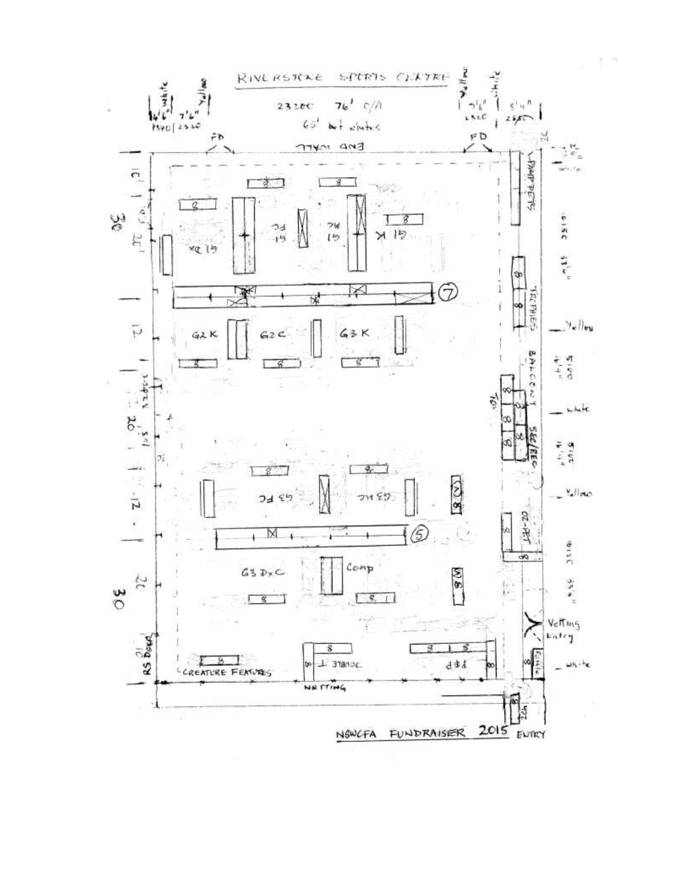# RIVERSTONE SPORTS CENTRE

23200 76' o/a

63' bet whites

white 4'6" 1340 | Yellow 7'6" 2320 | Yellow 7'6" 2320 | white 5'4" 2380

FD — END WALL — FD

G1 Dx | G1 FC | G1 MC | G1 K

⑦

G2 K | G2 C | G3 K

G3 FC | G3 MC

⑤

G3 DxC | Comp

CREATURE FEATURES | DOUBLE T | P&P

NETTING

RS DOGS

PAMP PETS | TROPHIES | BALCONY | SEC/REC | OZ-PET

Yellow | white | Yellow | white

Vetting Entry

NSWCFA FUNDRAISER 2015 ENTRY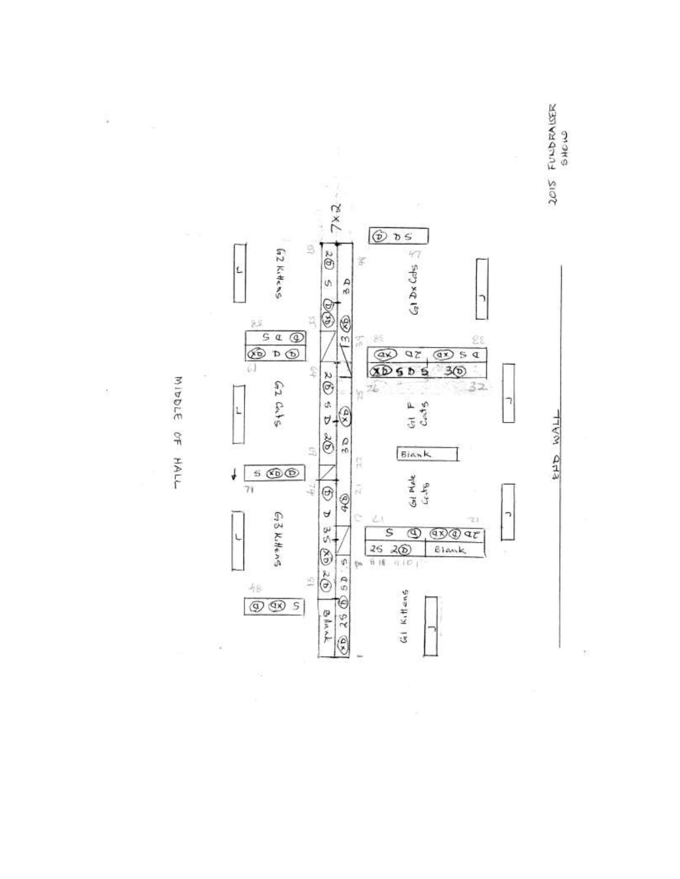2015 FUNDRAISER SHOW

END WALL

MIDDLE OF HALL

7x2

G2 Kittens

G2 Cats

G3 Kittens

G1 Dx Cats

G1 F Cats

G1 Male Cats

G1 Kittens

Blank

Blank

Blank

J

J

J

J

J

J

J